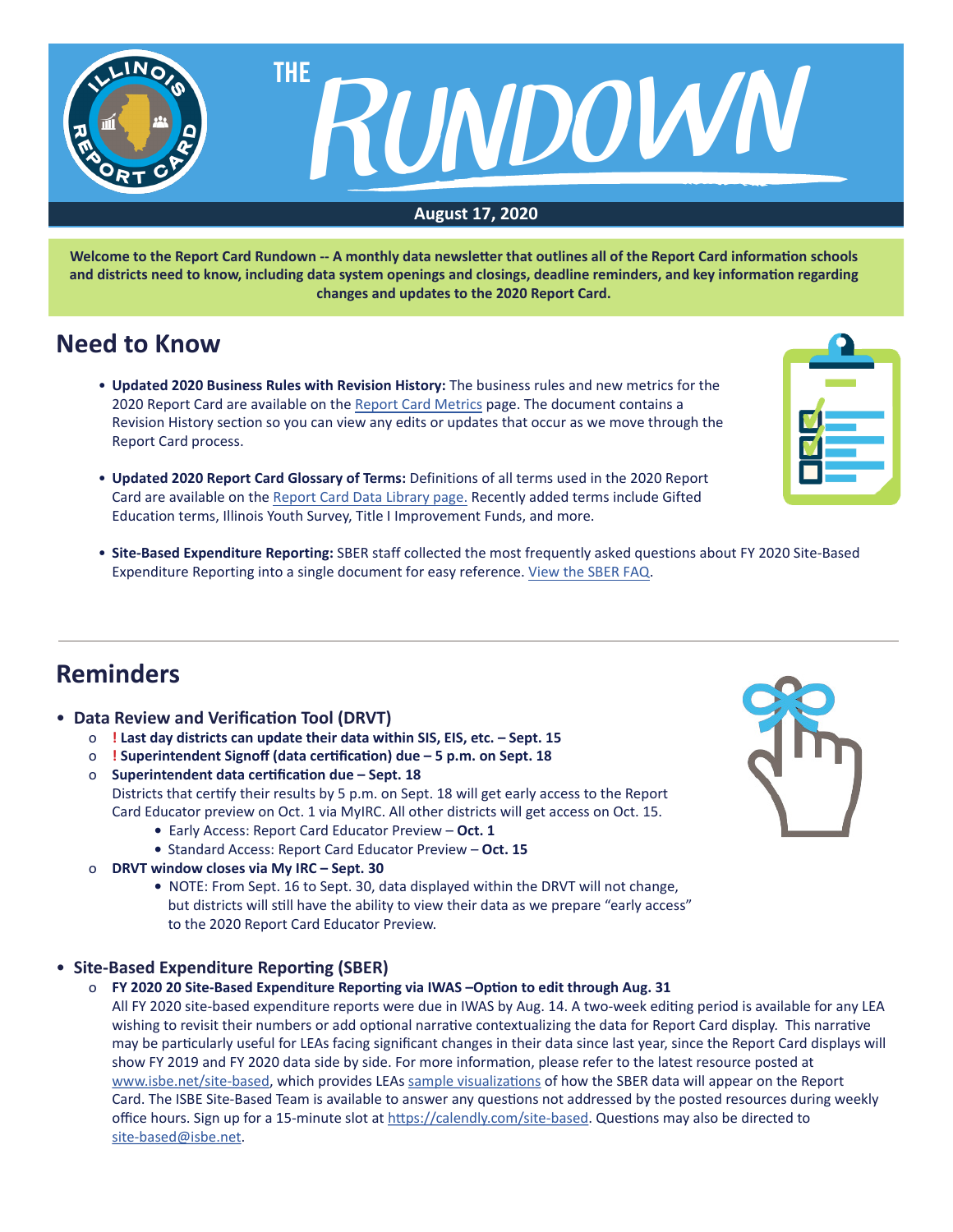# THE RUNDOWN

**August 17, 2020**

**Welcome to the Report Card Rundown -- A monthly data newsletter that outlines all of the Report Card information schools and districts need to know, including data system openings and closings, deadline reminders, and key information regarding changes and updates to the 2020 Report Card.**

## Need to Know

- **Updated 2020 Business Rules with Revision History:** The business rules and new metrics for the 2020 Report Card are available on the Report Card Metrics page. The document contains a Revision History section so you can view any edits or updates that occur as we move through the Report Card process.
- **Updated 2020 Report Card Glossary of Terms:** Definitions of all terms used in the 2020 Report Card are available on the Report Card Data Library page. Recently added terms include Gifted Education terms, Illinois Youth Survey, Title I Improvement Funds, and more.
- **Site-Based Expenditure Reporting:** SBER staff collected the most frequently asked questions about FY 2020 Site-Based Expenditure Reporting into a single document for easy reference. View the SBER FAQ.

## Reminders

- **Data Review and Verification Tool (DRVT)**
  - **! Last day districts can update their data within SIS, EIS, etc. – Sept. 15**
  - **! Superintendent Signoff (data certification) due – 5 p.m. on Sept. 18**
  - **Superintendent data certification due – Sept. 18**
    Districts that certify their results by 5 p.m. on Sept. 18 will get early access to the Report Card Educator preview on Oct. 1 via MyIRC. All other districts will get access on Oct. 15.
    - Early Access: Report Card Educator Preview – **Oct. 1**
    - Standard Access: Report Card Educator Preview – **Oct. 15**
  - **DRVT window closes via My IRC – Sept. 30**
    - NOTE: From Sept. 16 to Sept. 30, data displayed within the DRVT will not change, but districts will still have the ability to view their data as we prepare "early access" to the 2020 Report Card Educator Preview.
- **Site-Based Expenditure Reporting (SBER)**
  - **FY 2020 20 Site-Based Expenditure Reporting via IWAS –Option to edit through Aug. 31**
    All FY 2020 site-based expenditure reports were due in IWAS by Aug. 14. A two-week editing period is available for any LEA wishing to revisit their numbers or add optional narrative contextualizing the data for Report Card display. This narrative may be particularly useful for LEAs facing significant changes in their data since last year, since the Report Card displays will show FY 2019 and FY 2020 data side by side. For more information, please refer to the latest resource posted at www.isbe.net/site-based, which provides LEAs sample visualizations of how the SBER data will appear on the Report Card. The ISBE Site-Based Team is available to answer any questions not addressed by the posted resources during weekly office hours. Sign up for a 15-minute slot at https://calendly.com/site-based. Questions may also be directed to site-based@isbe.net.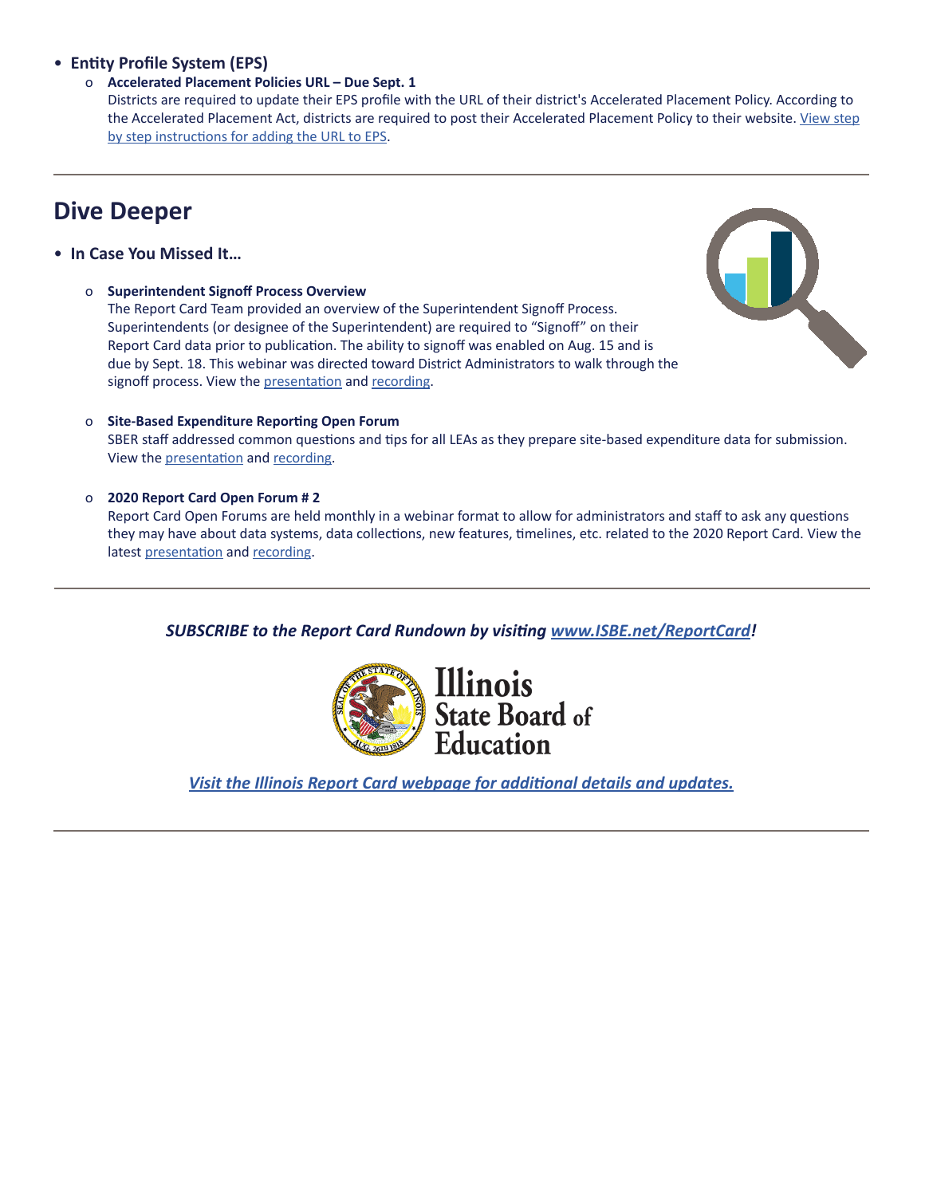- **Entity Profile System (EPS)**
  - **Accelerated Placement Policies URL – Due Sept. 1**
    Districts are required to update their EPS profile with the URL of their district's Accelerated Placement Policy. According to the Accelerated Placement Act, districts are required to post their Accelerated Placement Policy to their website. View step by step instructions for adding the URL to EPS.

---

## Dive Deeper

- **In Case You Missed It…**
  - **Superintendent Signoff Process Overview**
    The Report Card Team provided an overview of the Superintendent Signoff Process. Superintendents (or designee of the Superintendent) are required to "Signoff" on their Report Card data prior to publication. The ability to signoff was enabled on Aug. 15 and is due by Sept. 18. This webinar was directed toward District Administrators to walk through the signoff process. View the presentation and recording.
  - **Site-Based Expenditure Reporting Open Forum**
    SBER staff addressed common questions and tips for all LEAs as they prepare site-based expenditure data for submission. View the presentation and recording.
  - **2020 Report Card Open Forum # 2**
    Report Card Open Forums are held monthly in a webinar format to allow for administrators and staff to ask any questions they may have about data systems, data collections, new features, timelines, etc. related to the 2020 Report Card. View the latest presentation and recording.

---

***SUBSCRIBE to the Report Card Rundown by visiting www.ISBE.net/ReportCard!***

Illinois State Board of Education

***Visit the Illinois Report Card webpage for additional details and updates.***

---